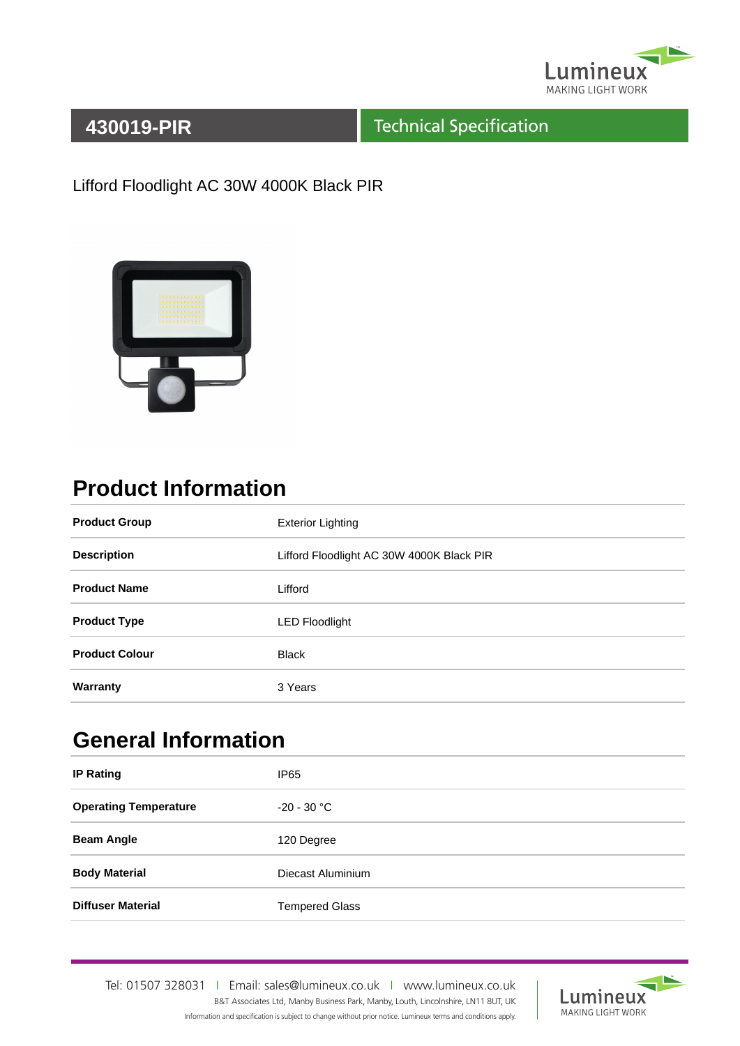# 430019-PIR

Technical Specification

Lifford Floodlight AC 30W 4000K Black PIR

## Product Information

| | |
|---|---|
| **Product Group** | Exterior Lighting |
| **Description** | Lifford Floodlight AC 30W 4000K Black PIR |
| **Product Name** | Lifford |
| **Product Type** | LED Floodlight |
| **Product Colour** | Black |
| **Warranty** | 3 Years |

## General Information

| | |
|---|---|
| **IP Rating** | IP65 |
| **Operating Temperature** | -20 - 30 °C |
| **Beam Angle** | 120 Degree |
| **Body Material** | Diecast Aluminium |
| **Diffuser Material** | Tempered Glass |

Tel: 01507 328031 | Email: sales@lumineux.co.uk | www.lumineux.co.uk

B&T Associates Ltd, Manby Business Park, Manby, Louth, Lincolnshire, LN11 8UT, UK

Information and specification is subject to change without prior notice. Lumineux terms and conditions apply.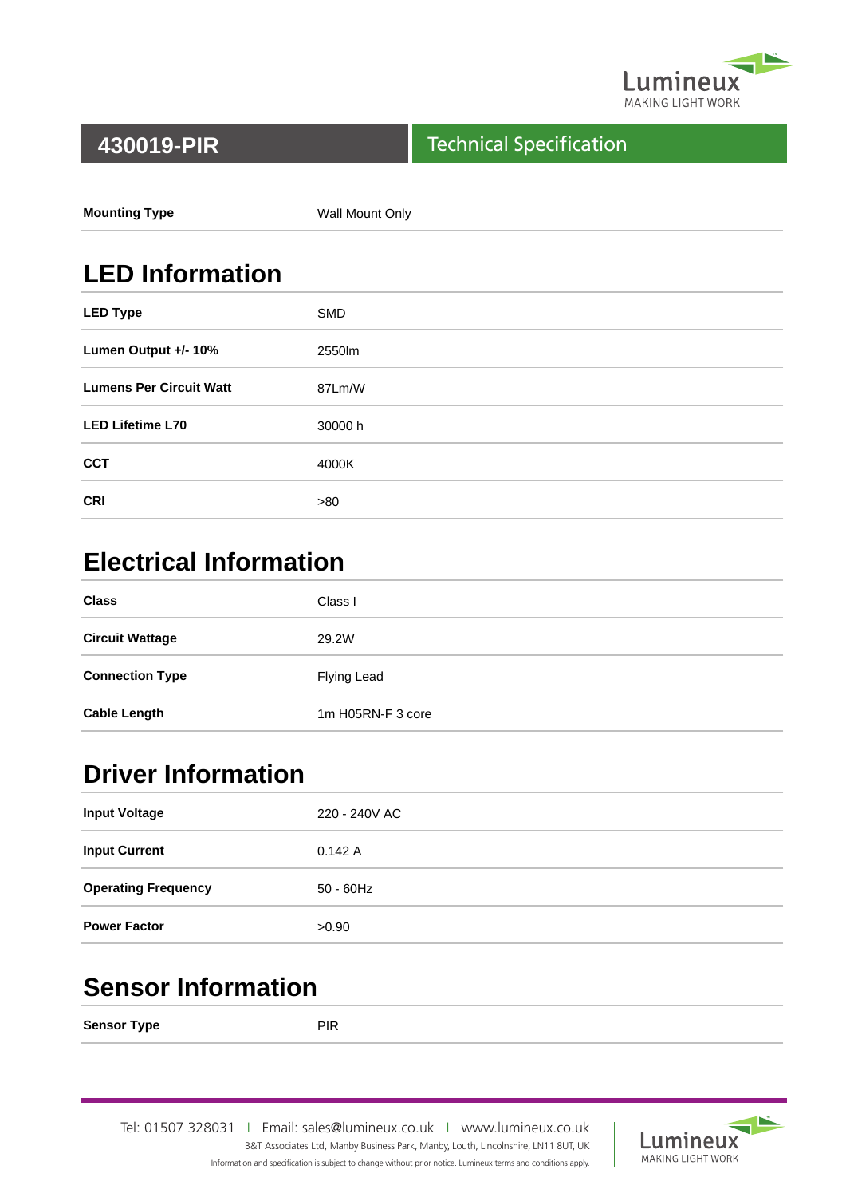# 430019-PIR

## Technical Specification

| | |
|---|---|
| **Mounting Type** | Wall Mount Only |

## LED Information

| | |
|---|---|
| **LED Type** | SMD |
| **Lumen Output +/- 10%** | 2550lm |
| **Lumens Per Circuit Watt** | 87Lm/W |
| **LED Lifetime L70** | 30000 h |
| **CCT** | 4000K |
| **CRI** | >80 |

## Electrical Information

| | |
|---|---|
| **Class** | Class I |
| **Circuit Wattage** | 29.2W |
| **Connection Type** | Flying Lead |
| **Cable Length** | 1m H05RN-F 3 core |

## Driver Information

| | |
|---|---|
| **Input Voltage** | 220 - 240V AC |
| **Input Current** | 0.142 A |
| **Operating Frequency** | 50 - 60Hz |
| **Power Factor** | >0.90 |

## Sensor Information

| | |
|---|---|
| **Sensor Type** | PIR |

Tel: 01507 328031 | Email: sales@lumineux.co.uk | www.lumineux.co.uk
B&T Associates Ltd, Manby Business Park, Manby, Louth, Lincolnshire, LN11 8UT, UK
Information and specification is subject to change without prior notice. Lumineux terms and conditions apply.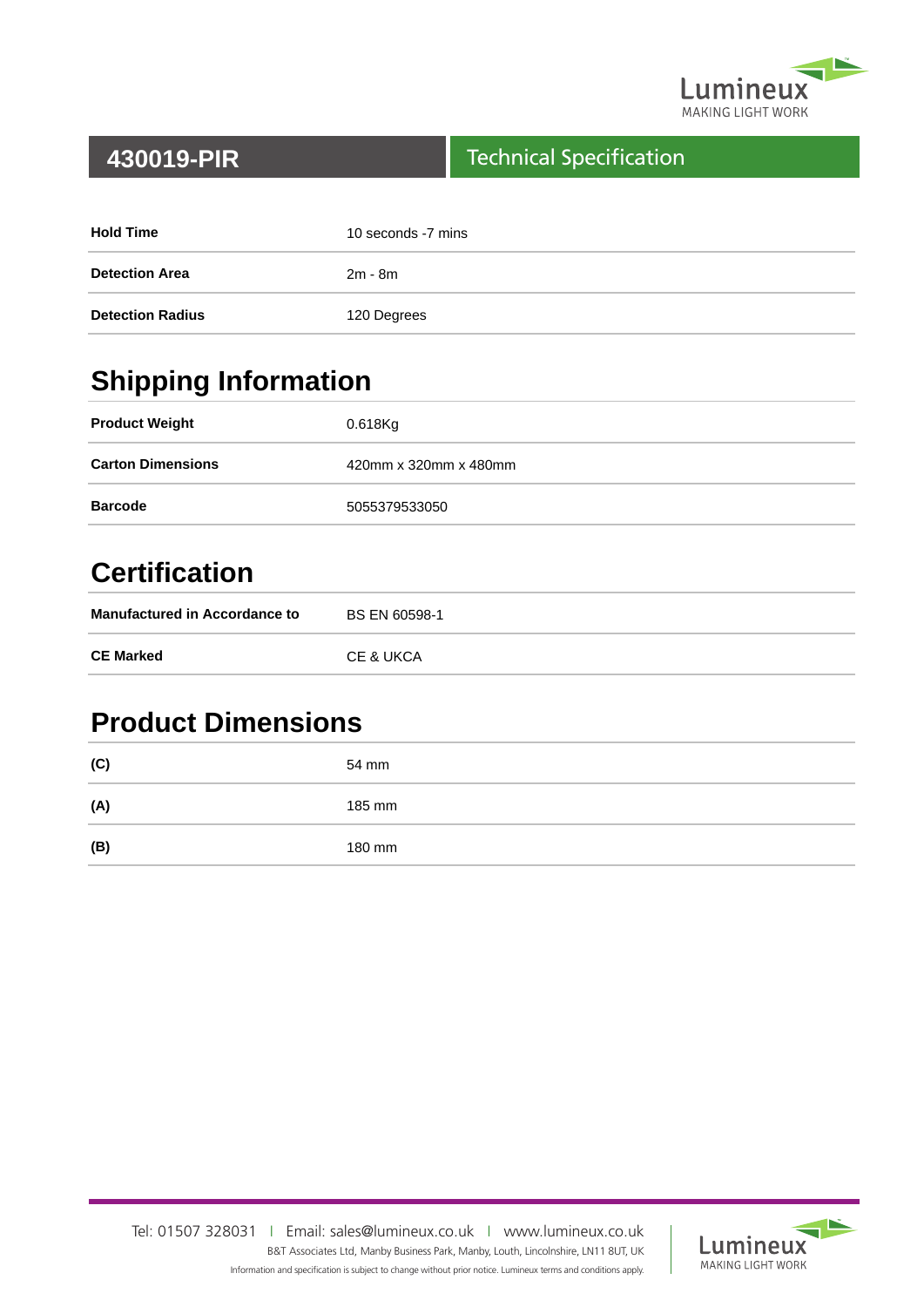# 430019-PIR

## Technical Specification

| | |
|---|---|
| **Hold Time** | 10 seconds -7 mins |
| **Detection Area** | 2m - 8m |
| **Detection Radius** | 120 Degrees |

## Shipping Information

| | |
|---|---|
| **Product Weight** | 0.618Kg |
| **Carton Dimensions** | 420mm x 320mm x 480mm |
| **Barcode** | 5055379533050 |

## Certification

| | |
|---|---|
| **Manufactured in Accordance to** | BS EN 60598-1 |
| **CE Marked** | CE & UKCA |

## Product Dimensions

| | |
|---|---|
| **(C)** | 54 mm |
| **(A)** | 185 mm |
| **(B)** | 180 mm |

Tel: 01507 328031 | Email: sales@lumineux.co.uk | www.lumineux.co.uk

B&T Associates Ltd, Manby Business Park, Manby, Louth, Lincolnshire, LN11 8UT, UK

Information and specification is subject to change without prior notice. Lumineux terms and conditions apply.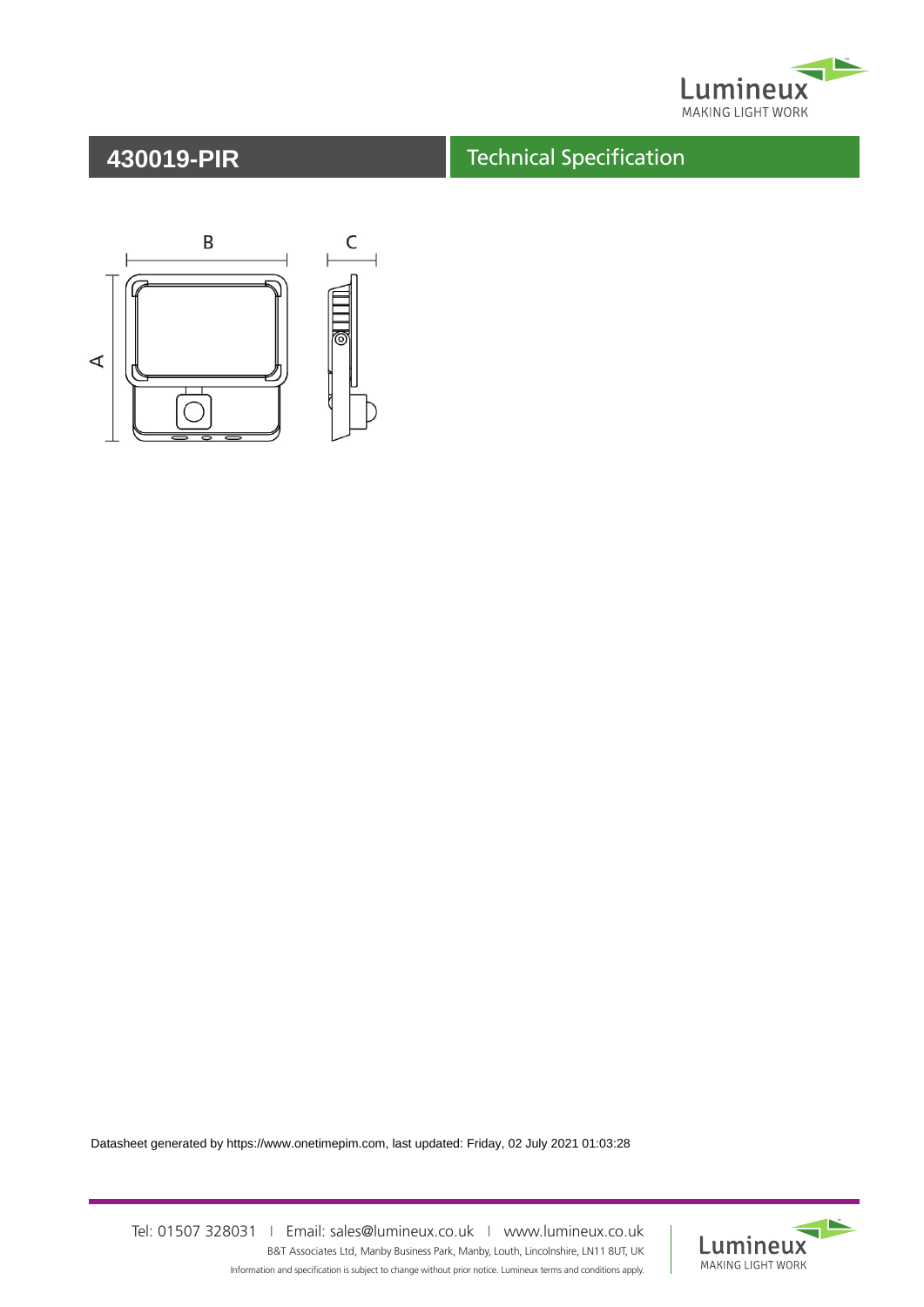# 430019-PIR

## Technical Specification

B

C

A

Datasheet generated by https://www.onetimepim.com, last updated: Friday, 02 July 2021 01:03:28

Tel: 01507 328031 | Email: sales@lumineux.co.uk | www.lumineux.co.uk

B&T Associates Ltd, Manby Business Park, Manby, Louth, Lincolnshire, LN11 8UT, UK

Information and specification is subject to change without prior notice. Lumineux terms and conditions apply.